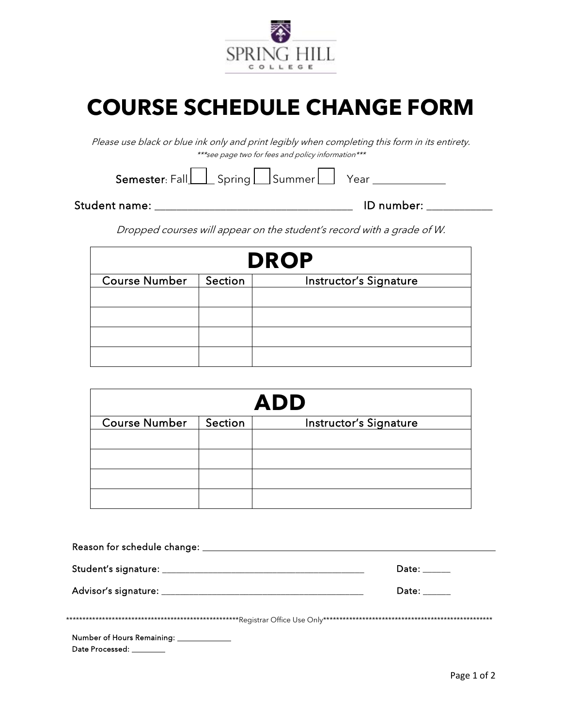SPRING HILL COLLEGE

# COURSE SCHEDULE CHANGE FORM

*Please use black or blue ink only and print legibly when completing this form in its entirety.*

****see page two for fees and policy information****

Semester: Fall ☐ Spring ☐ Summer ☐ Year _____________

Student name: ___________________________________ ID number: ___________

*Dropped courses will appear on the student's record with a grade of W.*

| DROP | | |
|---|---|---|
| Course Number | Section | Instructor's Signature |
| | | |
| | | |
| | | |
| | | |

| ADD | | |
|---|---|---|
| Course Number | Section | Instructor's Signature |
| | | |
| | | |
| | | |
| | | |

Reason for schedule change: ____________________________________________________

Student's signature: ____________________________________ Date: _____

Advisor's signature: ____________________________________ Date: _____

******************************************************Registrar Office Use Only******************************************************

Number of Hours Remaining: _____________

Date Processed: ________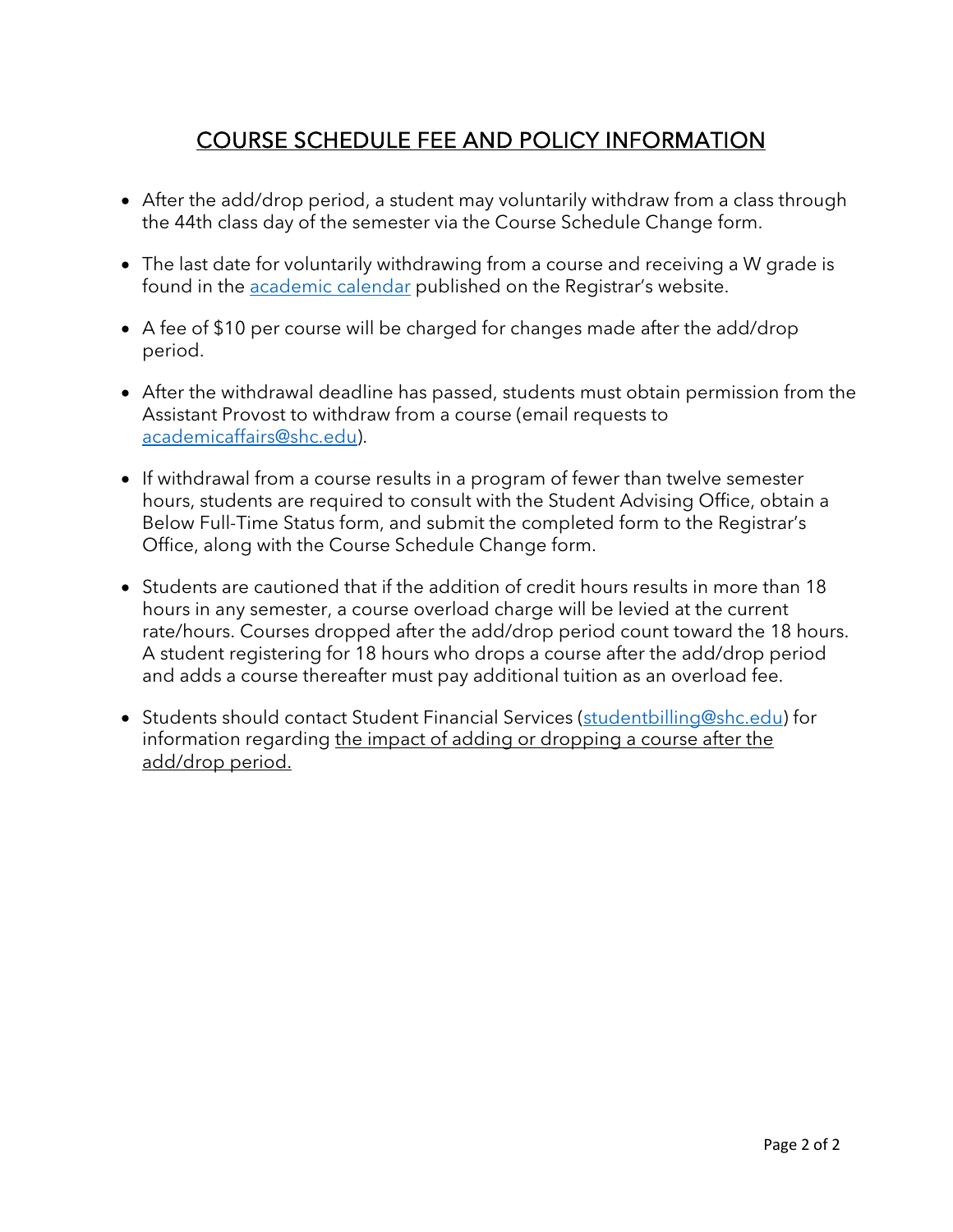# COURSE SCHEDULE FEE AND POLICY INFORMATION

- After the add/drop period, a student may voluntarily withdraw from a class through the 44th class day of the semester via the Course Schedule Change form.
- The last date for voluntarily withdrawing from a course and receiving a W grade is found in the academic calendar published on the Registrar's website.
- A fee of $10 per course will be charged for changes made after the add/drop period.
- After the withdrawal deadline has passed, students must obtain permission from the Assistant Provost to withdraw from a course (email requests to academicaffairs@shc.edu).
- If withdrawal from a course results in a program of fewer than twelve semester hours, students are required to consult with the Student Advising Office, obtain a Below Full-Time Status form, and submit the completed form to the Registrar's Office, along with the Course Schedule Change form.
- Students are cautioned that if the addition of credit hours results in more than 18 hours in any semester, a course overload charge will be levied at the current rate/hours. Courses dropped after the add/drop period count toward the 18 hours. A student registering for 18 hours who drops a course after the add/drop period and adds a course thereafter must pay additional tuition as an overload fee.
- Students should contact Student Financial Services (studentbilling@shc.edu) for information regarding the impact of adding or dropping a course after the add/drop period.